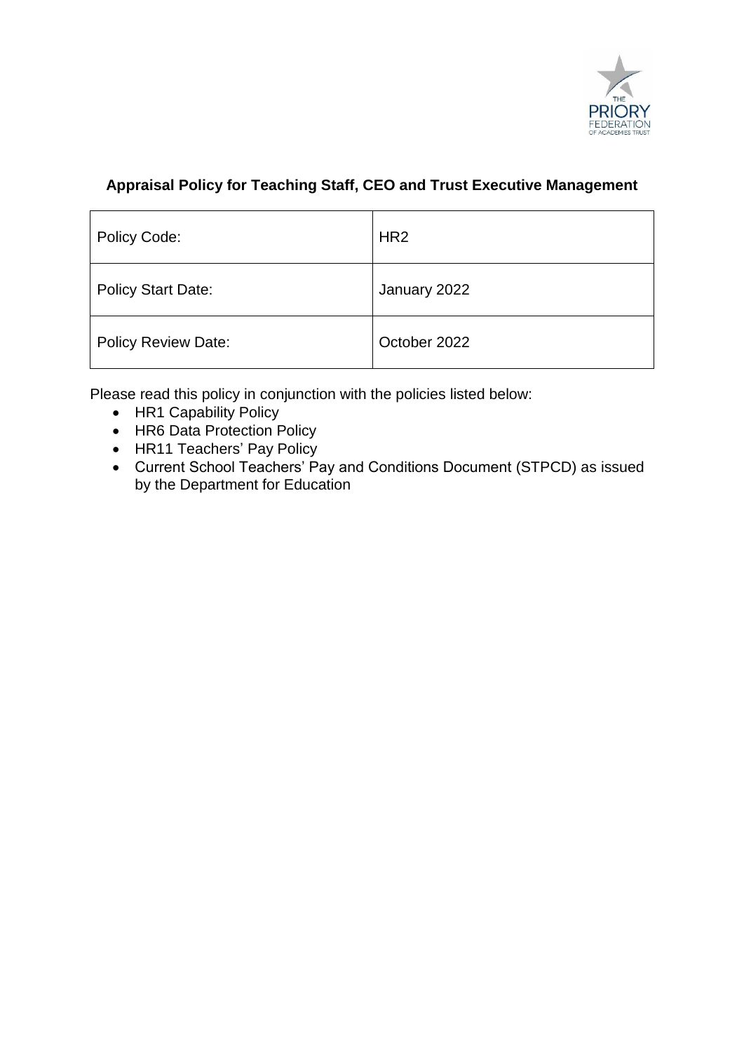**Appraisal Policy for Teaching Staff, CEO and Trust Executive Management**

| Policy Code: | HR2 |
|---|---|
| Policy Start Date: | January 2022 |
| Policy Review Date: | October 2022 |

Please read this policy in conjunction with the policies listed below:

- HR1 Capability Policy
- HR6 Data Protection Policy
- HR11 Teachers' Pay Policy
- Current School Teachers' Pay and Conditions Document (STPCD) as issued by the Department for Education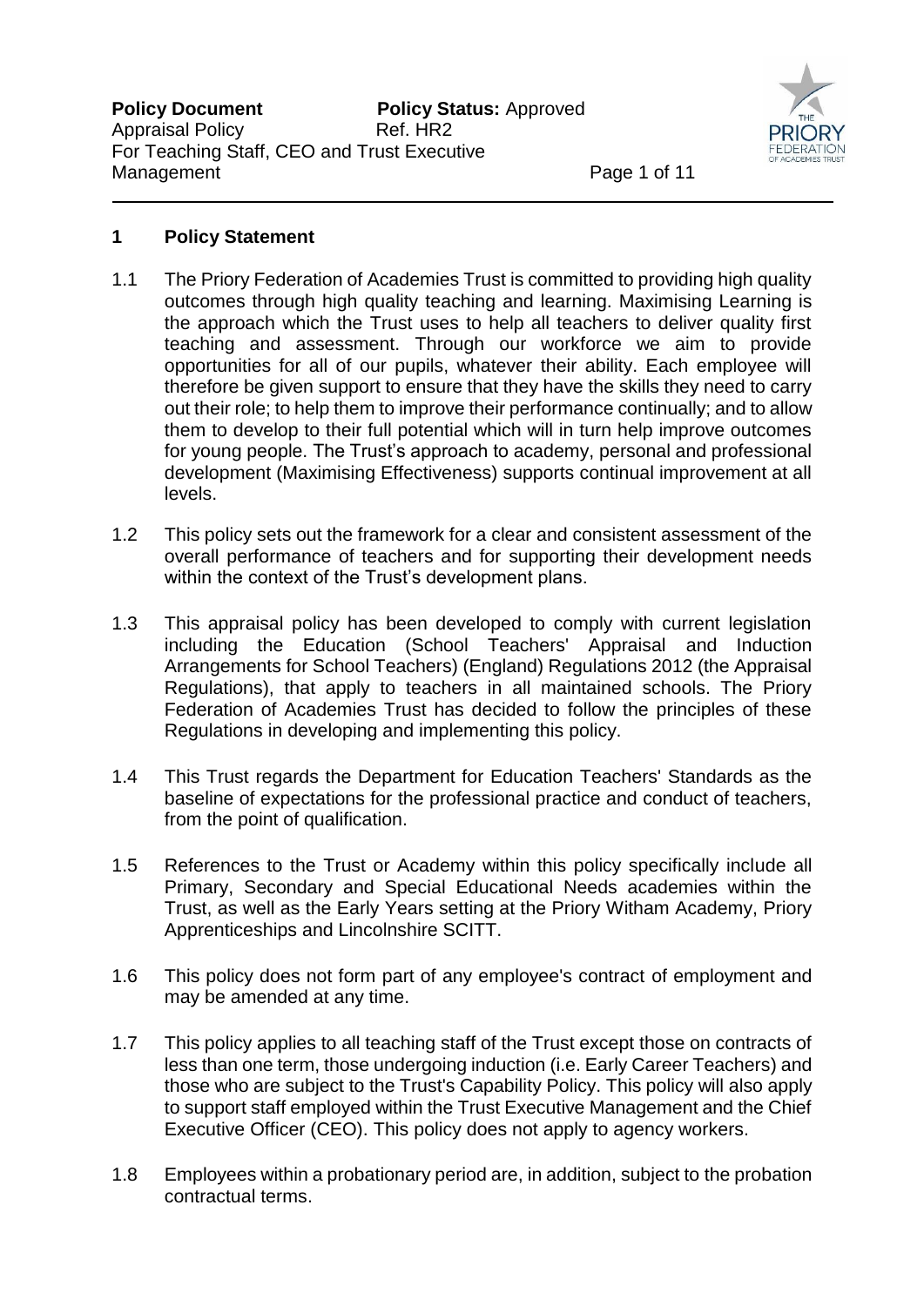## 1 Policy Statement

1.1 The Priory Federation of Academies Trust is committed to providing high quality outcomes through high quality teaching and learning. Maximising Learning is the approach which the Trust uses to help all teachers to deliver quality first teaching and assessment. Through our workforce we aim to provide opportunities for all of our pupils, whatever their ability. Each employee will therefore be given support to ensure that they have the skills they need to carry out their role; to help them to improve their performance continually; and to allow them to develop to their full potential which will in turn help improve outcomes for young people. The Trust's approach to academy, personal and professional development (Maximising Effectiveness) supports continual improvement at all levels.

1.2 This policy sets out the framework for a clear and consistent assessment of the overall performance of teachers and for supporting their development needs within the context of the Trust's development plans.

1.3 This appraisal policy has been developed to comply with current legislation including the Education (School Teachers' Appraisal and Induction Arrangements for School Teachers) (England) Regulations 2012 (the Appraisal Regulations), that apply to teachers in all maintained schools. The Priory Federation of Academies Trust has decided to follow the principles of these Regulations in developing and implementing this policy.

1.4 This Trust regards the Department for Education Teachers' Standards as the baseline of expectations for the professional practice and conduct of teachers, from the point of qualification.

1.5 References to the Trust or Academy within this policy specifically include all Primary, Secondary and Special Educational Needs academies within the Trust, as well as the Early Years setting at the Priory Witham Academy, Priory Apprenticeships and Lincolnshire SCITT.

1.6 This policy does not form part of any employee's contract of employment and may be amended at any time.

1.7 This policy applies to all teaching staff of the Trust except those on contracts of less than one term, those undergoing induction (i.e. Early Career Teachers) and those who are subject to the Trust's Capability Policy. This policy will also apply to support staff employed within the Trust Executive Management and the Chief Executive Officer (CEO). This policy does not apply to agency workers.

1.8 Employees within a probationary period are, in addition, subject to the probation contractual terms.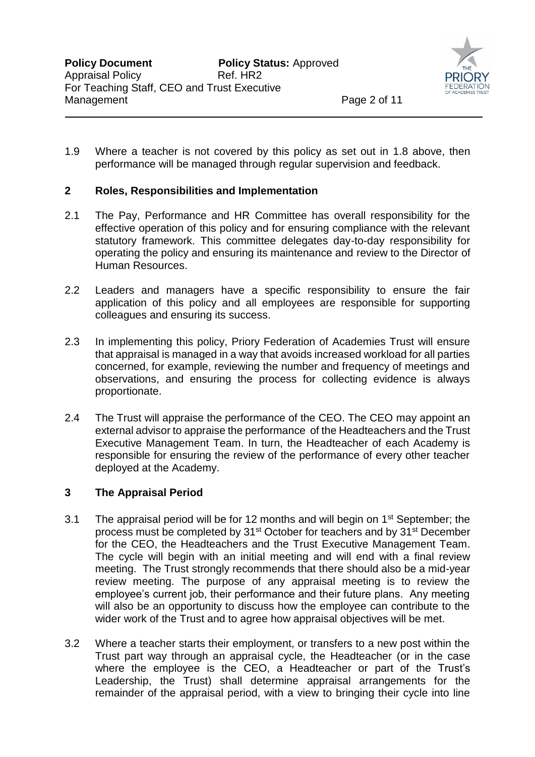1.9 Where a teacher is not covered by this policy as set out in 1.8 above, then performance will be managed through regular supervision and feedback.

## 2 Roles, Responsibilities and Implementation

2.1 The Pay, Performance and HR Committee has overall responsibility for the effective operation of this policy and for ensuring compliance with the relevant statutory framework. This committee delegates day-to-day responsibility for operating the policy and ensuring its maintenance and review to the Director of Human Resources.

2.2 Leaders and managers have a specific responsibility to ensure the fair application of this policy and all employees are responsible for supporting colleagues and ensuring its success.

2.3 In implementing this policy, Priory Federation of Academies Trust will ensure that appraisal is managed in a way that avoids increased workload for all parties concerned, for example, reviewing the number and frequency of meetings and observations, and ensuring the process for collecting evidence is always proportionate.

2.4 The Trust will appraise the performance of the CEO. The CEO may appoint an external advisor to appraise the performance of the Headteachers and the Trust Executive Management Team. In turn, the Headteacher of each Academy is responsible for ensuring the review of the performance of every other teacher deployed at the Academy.

## 3 The Appraisal Period

3.1 The appraisal period will be for 12 months and will begin on 1st September; the process must be completed by 31st October for teachers and by 31st December for the CEO, the Headteachers and the Trust Executive Management Team. The cycle will begin with an initial meeting and will end with a final review meeting. The Trust strongly recommends that there should also be a mid-year review meeting. The purpose of any appraisal meeting is to review the employee's current job, their performance and their future plans. Any meeting will also be an opportunity to discuss how the employee can contribute to the wider work of the Trust and to agree how appraisal objectives will be met.

3.2 Where a teacher starts their employment, or transfers to a new post within the Trust part way through an appraisal cycle, the Headteacher (or in the case where the employee is the CEO, a Headteacher or part of the Trust's Leadership, the Trust) shall determine appraisal arrangements for the remainder of the appraisal period, with a view to bringing their cycle into line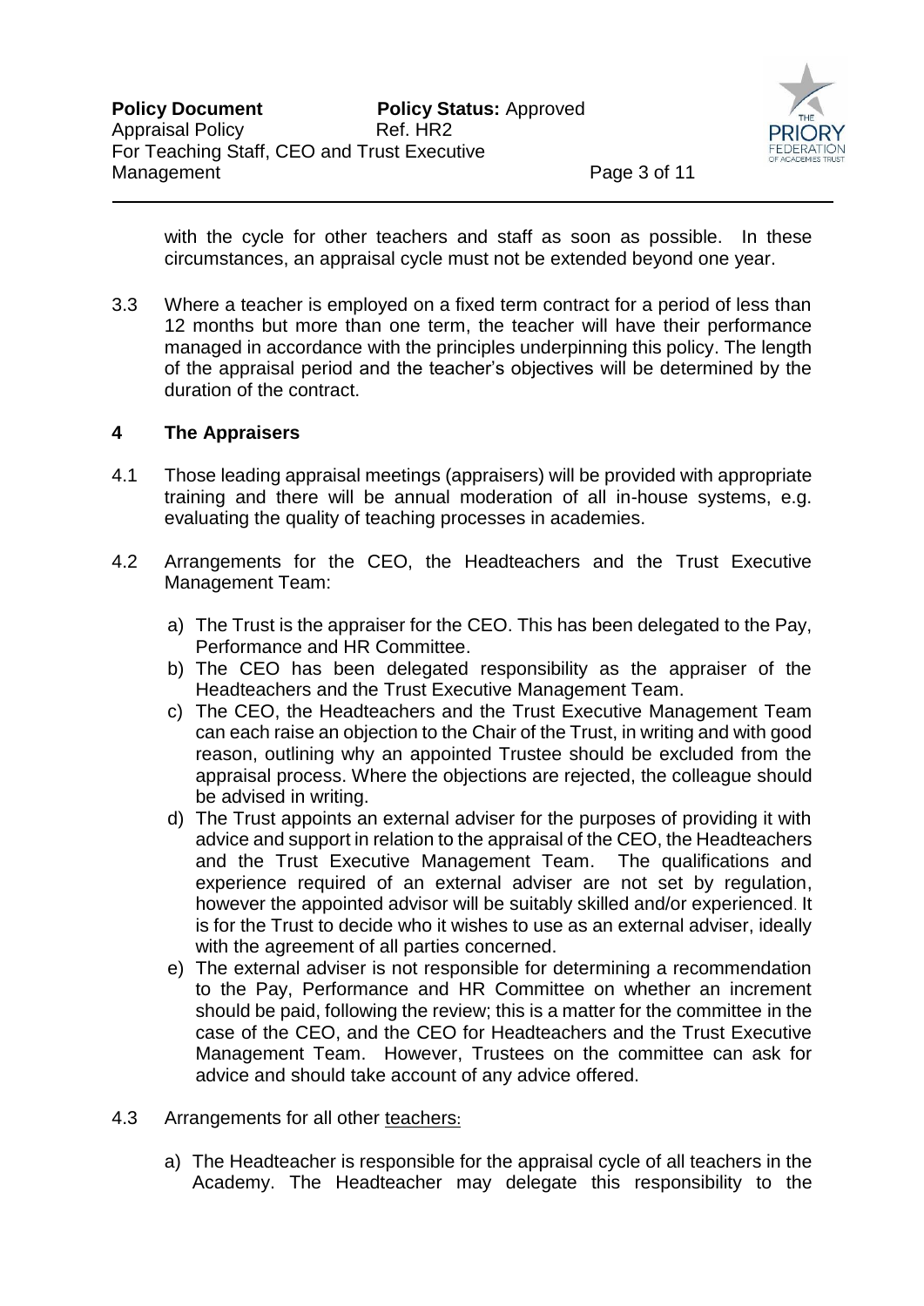with the cycle for other teachers and staff as soon as possible. In these circumstances, an appraisal cycle must not be extended beyond one year.

3.3 Where a teacher is employed on a fixed term contract for a period of less than 12 months but more than one term, the teacher will have their performance managed in accordance with the principles underpinning this policy. The length of the appraisal period and the teacher's objectives will be determined by the duration of the contract.

## 4 The Appraisers

4.1 Those leading appraisal meetings (appraisers) will be provided with appropriate training and there will be annual moderation of all in-house systems, e.g. evaluating the quality of teaching processes in academies.

4.2 Arrangements for the CEO, the Headteachers and the Trust Executive Management Team:

a) The Trust is the appraiser for the CEO. This has been delegated to the Pay, Performance and HR Committee.
b) The CEO has been delegated responsibility as the appraiser of the Headteachers and the Trust Executive Management Team.
c) The CEO, the Headteachers and the Trust Executive Management Team can each raise an objection to the Chair of the Trust, in writing and with good reason, outlining why an appointed Trustee should be excluded from the appraisal process. Where the objections are rejected, the colleague should be advised in writing.
d) The Trust appoints an external adviser for the purposes of providing it with advice and support in relation to the appraisal of the CEO, the Headteachers and the Trust Executive Management Team. The qualifications and experience required of an external adviser are not set by regulation, however the appointed advisor will be suitably skilled and/or experienced. It is for the Trust to decide who it wishes to use as an external adviser, ideally with the agreement of all parties concerned.
e) The external adviser is not responsible for determining a recommendation to the Pay, Performance and HR Committee on whether an increment should be paid, following the review; this is a matter for the committee in the case of the CEO, and the CEO for Headteachers and the Trust Executive Management Team. However, Trustees on the committee can ask for advice and should take account of any advice offered.

4.3 Arrangements for all other teachers:

a) The Headteacher is responsible for the appraisal cycle of all teachers in the Academy. The Headteacher may delegate this responsibility to the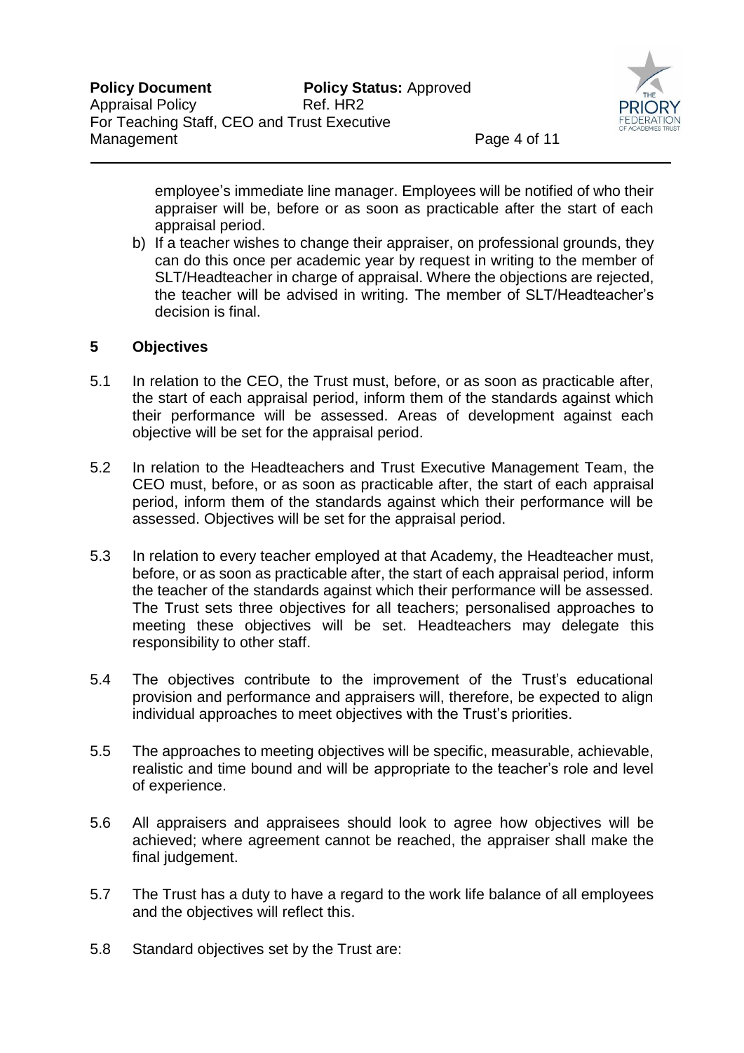employee's immediate line manager. Employees will be notified of who their appraiser will be, before or as soon as practicable after the start of each appraisal period.

b) If a teacher wishes to change their appraiser, on professional grounds, they can do this once per academic year by request in writing to the member of SLT/Headteacher in charge of appraisal. Where the objections are rejected, the teacher will be advised in writing. The member of SLT/Headteacher's decision is final.

## 5 Objectives

5.1 In relation to the CEO, the Trust must, before, or as soon as practicable after, the start of each appraisal period, inform them of the standards against which their performance will be assessed. Areas of development against each objective will be set for the appraisal period.

5.2 In relation to the Headteachers and Trust Executive Management Team, the CEO must, before, or as soon as practicable after, the start of each appraisal period, inform them of the standards against which their performance will be assessed. Objectives will be set for the appraisal period.

5.3 In relation to every teacher employed at that Academy, the Headteacher must, before, or as soon as practicable after, the start of each appraisal period, inform the teacher of the standards against which their performance will be assessed. The Trust sets three objectives for all teachers; personalised approaches to meeting these objectives will be set. Headteachers may delegate this responsibility to other staff.

5.4 The objectives contribute to the improvement of the Trust's educational provision and performance and appraisers will, therefore, be expected to align individual approaches to meet objectives with the Trust's priorities.

5.5 The approaches to meeting objectives will be specific, measurable, achievable, realistic and time bound and will be appropriate to the teacher's role and level of experience.

5.6 All appraisers and appraisees should look to agree how objectives will be achieved; where agreement cannot be reached, the appraiser shall make the final judgement.

5.7 The Trust has a duty to have a regard to the work life balance of all employees and the objectives will reflect this.

5.8 Standard objectives set by the Trust are: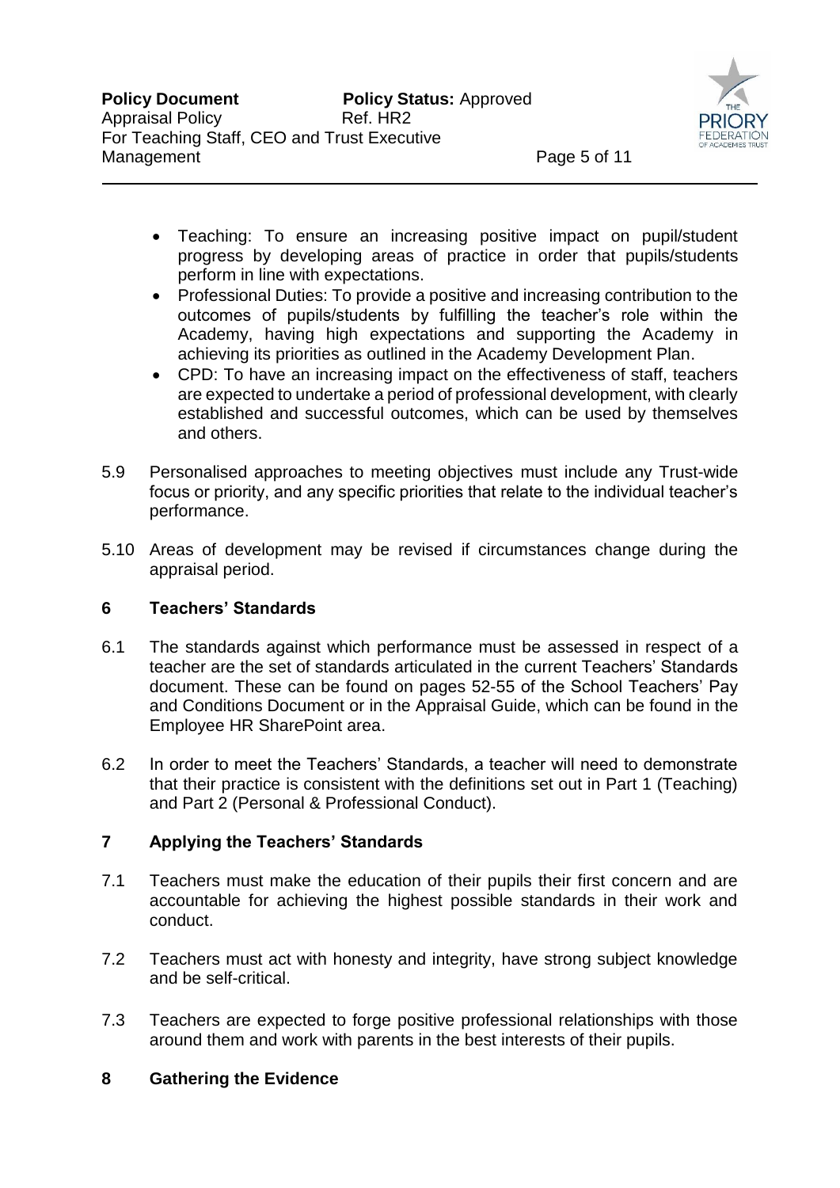- Teaching: To ensure an increasing positive impact on pupil/student progress by developing areas of practice in order that pupils/students perform in line with expectations.
- Professional Duties: To provide a positive and increasing contribution to the outcomes of pupils/students by fulfilling the teacher's role within the Academy, having high expectations and supporting the Academy in achieving its priorities as outlined in the Academy Development Plan.
- CPD: To have an increasing impact on the effectiveness of staff, teachers are expected to undertake a period of professional development, with clearly established and successful outcomes, which can be used by themselves and others.

5.9 Personalised approaches to meeting objectives must include any Trust-wide focus or priority, and any specific priorities that relate to the individual teacher's performance.

5.10 Areas of development may be revised if circumstances change during the appraisal period.

## 6 Teachers' Standards

6.1 The standards against which performance must be assessed in respect of a teacher are the set of standards articulated in the current Teachers' Standards document. These can be found on pages 52-55 of the School Teachers' Pay and Conditions Document or in the Appraisal Guide, which can be found in the Employee HR SharePoint area.

6.2 In order to meet the Teachers' Standards, a teacher will need to demonstrate that their practice is consistent with the definitions set out in Part 1 (Teaching) and Part 2 (Personal & Professional Conduct).

## 7 Applying the Teachers' Standards

7.1 Teachers must make the education of their pupils their first concern and are accountable for achieving the highest possible standards in their work and conduct.

7.2 Teachers must act with honesty and integrity, have strong subject knowledge and be self-critical.

7.3 Teachers are expected to forge positive professional relationships with those around them and work with parents in the best interests of their pupils.

## 8 Gathering the Evidence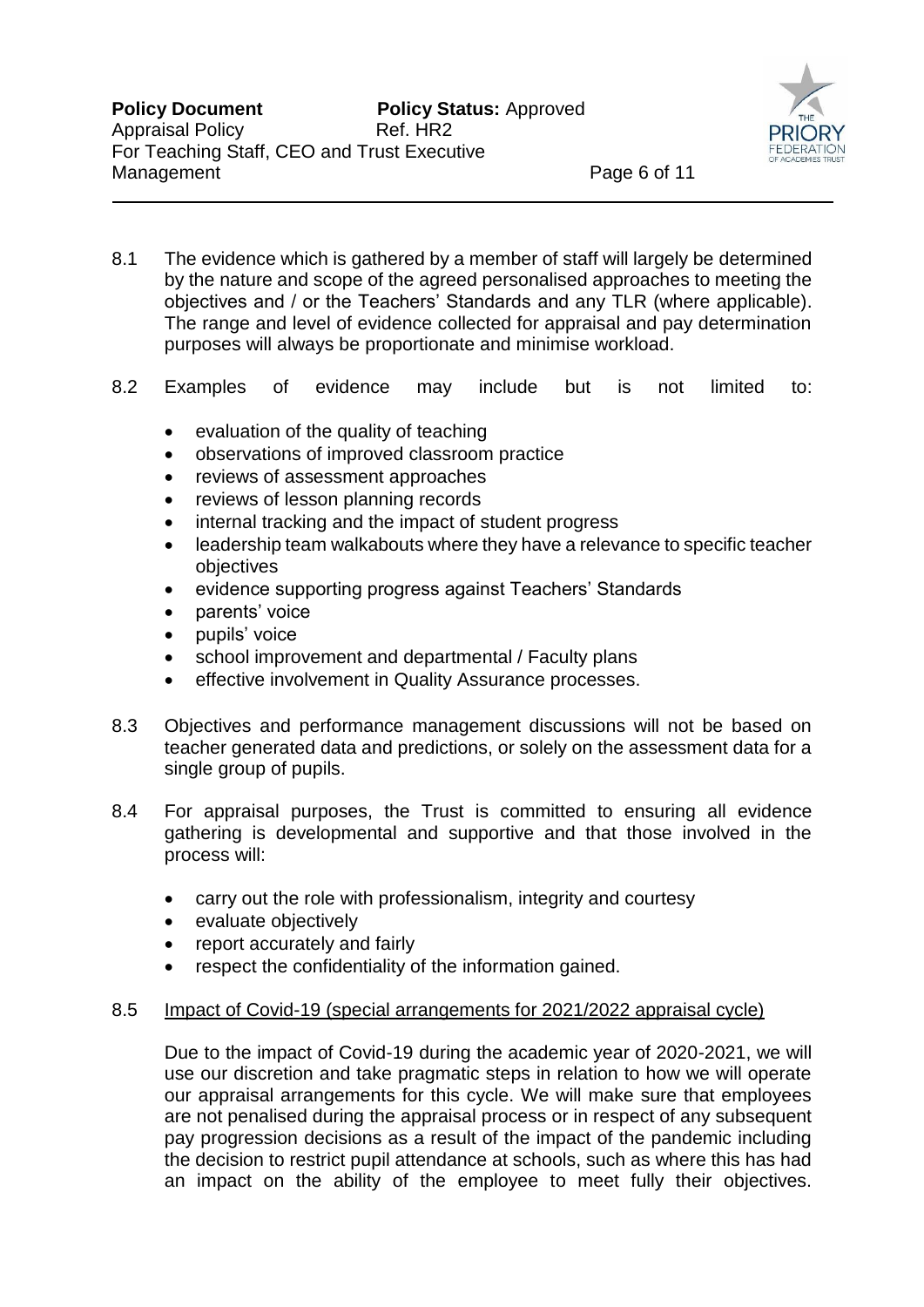8.1 The evidence which is gathered by a member of staff will largely be determined by the nature and scope of the agreed personalised approaches to meeting the objectives and / or the Teachers' Standards and any TLR (where applicable). The range and level of evidence collected for appraisal and pay determination purposes will always be proportionate and minimise workload.

8.2 Examples of evidence may include but is not limited to:

- evaluation of the quality of teaching
- observations of improved classroom practice
- reviews of assessment approaches
- reviews of lesson planning records
- internal tracking and the impact of student progress
- leadership team walkabouts where they have a relevance to specific teacher objectives
- evidence supporting progress against Teachers' Standards
- parents' voice
- pupils' voice
- school improvement and departmental / Faculty plans
- effective involvement in Quality Assurance processes.

8.3 Objectives and performance management discussions will not be based on teacher generated data and predictions, or solely on the assessment data for a single group of pupils.

8.4 For appraisal purposes, the Trust is committed to ensuring all evidence gathering is developmental and supportive and that those involved in the process will:

- carry out the role with professionalism, integrity and courtesy
- evaluate objectively
- report accurately and fairly
- respect the confidentiality of the information gained.

8.5 Impact of Covid-19 (special arrangements for 2021/2022 appraisal cycle)

Due to the impact of Covid-19 during the academic year of 2020-2021, we will use our discretion and take pragmatic steps in relation to how we will operate our appraisal arrangements for this cycle. We will make sure that employees are not penalised during the appraisal process or in respect of any subsequent pay progression decisions as a result of the impact of the pandemic including the decision to restrict pupil attendance at schools, such as where this has had an impact on the ability of the employee to meet fully their objectives.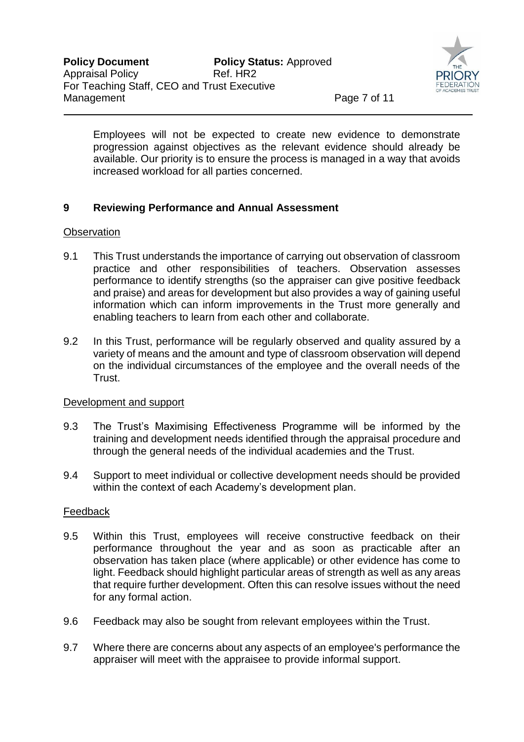Employees will not be expected to create new evidence to demonstrate progression against objectives as the relevant evidence should already be available. Our priority is to ensure the process is managed in a way that avoids increased workload for all parties concerned.

## 9 Reviewing Performance and Annual Assessment

Observation

9.1 This Trust understands the importance of carrying out observation of classroom practice and other responsibilities of teachers. Observation assesses performance to identify strengths (so the appraiser can give positive feedback and praise) and areas for development but also provides a way of gaining useful information which can inform improvements in the Trust more generally and enabling teachers to learn from each other and collaborate.

9.2 In this Trust, performance will be regularly observed and quality assured by a variety of means and the amount and type of classroom observation will depend on the individual circumstances of the employee and the overall needs of the Trust.

Development and support

9.3 The Trust's Maximising Effectiveness Programme will be informed by the training and development needs identified through the appraisal procedure and through the general needs of the individual academies and the Trust.

9.4 Support to meet individual or collective development needs should be provided within the context of each Academy's development plan.

Feedback

9.5 Within this Trust, employees will receive constructive feedback on their performance throughout the year and as soon as practicable after an observation has taken place (where applicable) or other evidence has come to light. Feedback should highlight particular areas of strength as well as any areas that require further development. Often this can resolve issues without the need for any formal action.

9.6 Feedback may also be sought from relevant employees within the Trust.

9.7 Where there are concerns about any aspects of an employee's performance the appraiser will meet with the appraisee to provide informal support.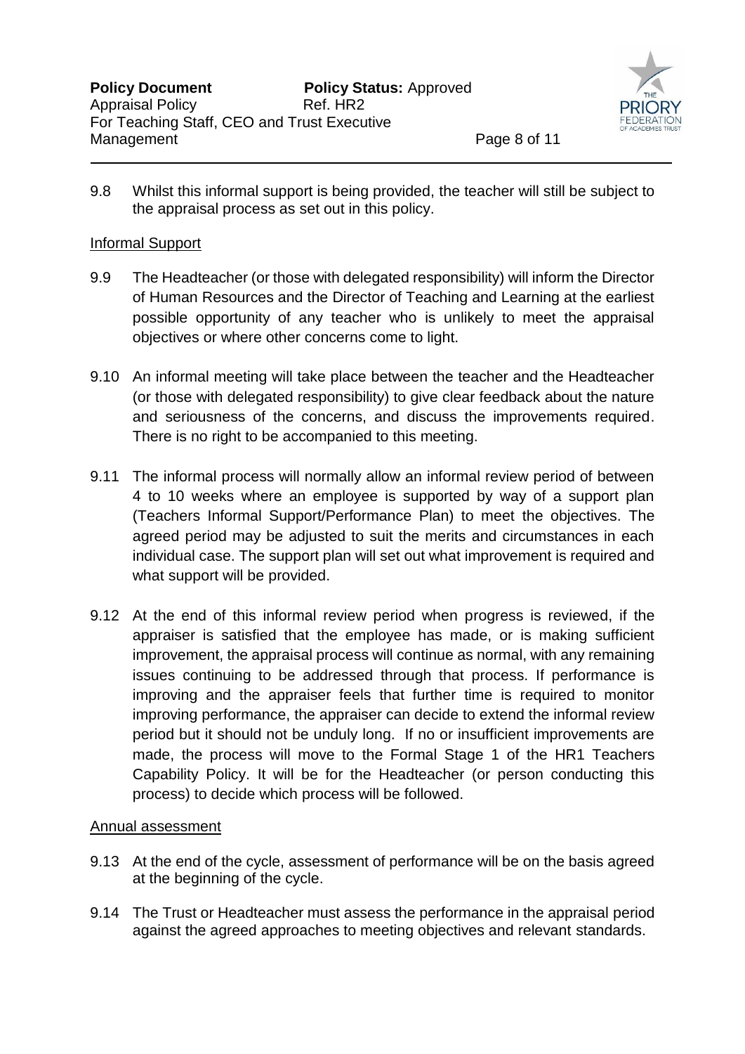9.8 Whilst this informal support is being provided, the teacher will still be subject to the appraisal process as set out in this policy.

Informal Support

9.9 The Headteacher (or those with delegated responsibility) will inform the Director of Human Resources and the Director of Teaching and Learning at the earliest possible opportunity of any teacher who is unlikely to meet the appraisal objectives or where other concerns come to light.

9.10 An informal meeting will take place between the teacher and the Headteacher (or those with delegated responsibility) to give clear feedback about the nature and seriousness of the concerns, and discuss the improvements required. There is no right to be accompanied to this meeting.

9.11 The informal process will normally allow an informal review period of between 4 to 10 weeks where an employee is supported by way of a support plan (Teachers Informal Support/Performance Plan) to meet the objectives. The agreed period may be adjusted to suit the merits and circumstances in each individual case. The support plan will set out what improvement is required and what support will be provided.

9.12 At the end of this informal review period when progress is reviewed, if the appraiser is satisfied that the employee has made, or is making sufficient improvement, the appraisal process will continue as normal, with any remaining issues continuing to be addressed through that process. If performance is improving and the appraiser feels that further time is required to monitor improving performance, the appraiser can decide to extend the informal review period but it should not be unduly long. If no or insufficient improvements are made, the process will move to the Formal Stage 1 of the HR1 Teachers Capability Policy. It will be for the Headteacher (or person conducting this process) to decide which process will be followed.

Annual assessment

9.13 At the end of the cycle, assessment of performance will be on the basis agreed at the beginning of the cycle.

9.14 The Trust or Headteacher must assess the performance in the appraisal period against the agreed approaches to meeting objectives and relevant standards.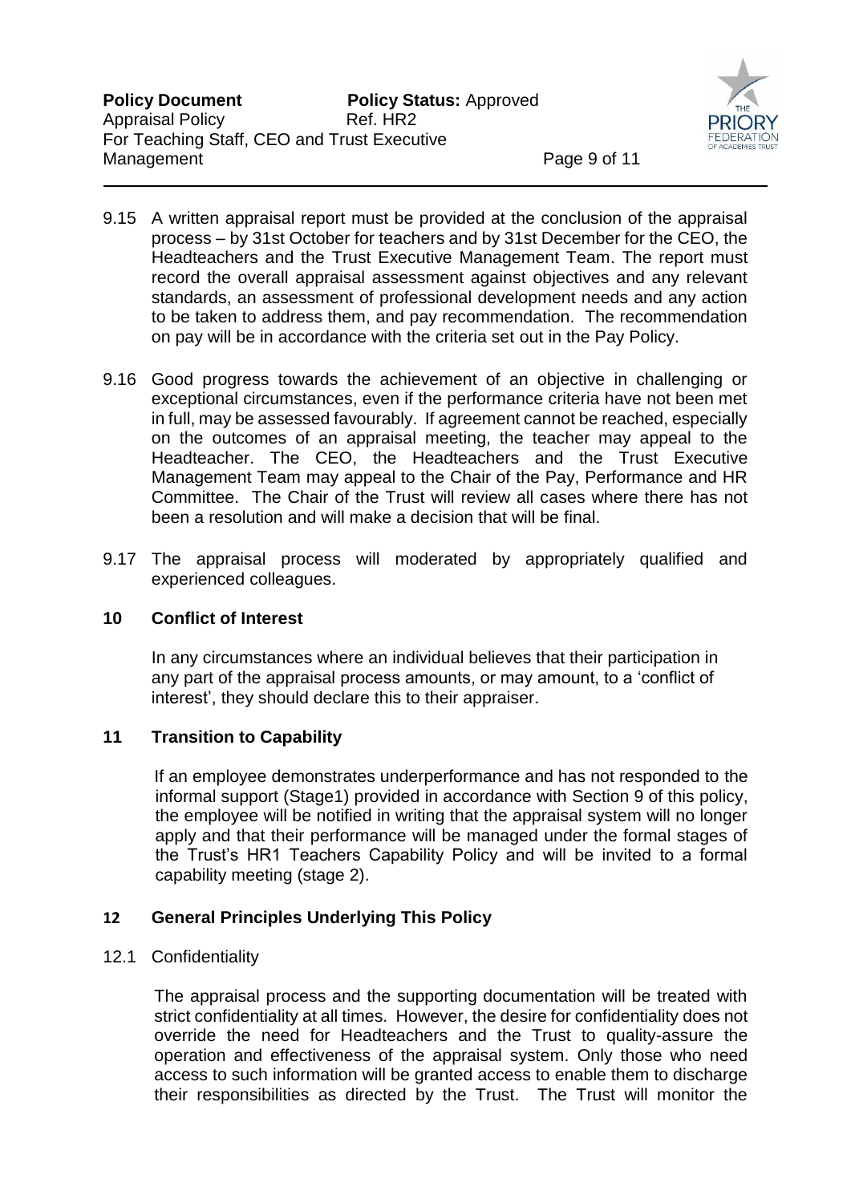9.15 A written appraisal report must be provided at the conclusion of the appraisal process – by 31st October for teachers and by 31st December for the CEO, the Headteachers and the Trust Executive Management Team. The report must record the overall appraisal assessment against objectives and any relevant standards, an assessment of professional development needs and any action to be taken to address them, and pay recommendation. The recommendation on pay will be in accordance with the criteria set out in the Pay Policy.

9.16 Good progress towards the achievement of an objective in challenging or exceptional circumstances, even if the performance criteria have not been met in full, may be assessed favourably. If agreement cannot be reached, especially on the outcomes of an appraisal meeting, the teacher may appeal to the Headteacher. The CEO, the Headteachers and the Trust Executive Management Team may appeal to the Chair of the Pay, Performance and HR Committee. The Chair of the Trust will review all cases where there has not been a resolution and will make a decision that will be final.

9.17 The appraisal process will moderated by appropriately qualified and experienced colleagues.

## 10 Conflict of Interest

In any circumstances where an individual believes that their participation in any part of the appraisal process amounts, or may amount, to a 'conflict of interest', they should declare this to their appraiser.

## 11 Transition to Capability

If an employee demonstrates underperformance and has not responded to the informal support (Stage1) provided in accordance with Section 9 of this policy, the employee will be notified in writing that the appraisal system will no longer apply and that their performance will be managed under the formal stages of the Trust's HR1 Teachers Capability Policy and will be invited to a formal capability meeting (stage 2).

## 12 General Principles Underlying This Policy

12.1 Confidentiality

The appraisal process and the supporting documentation will be treated with strict confidentiality at all times. However, the desire for confidentiality does not override the need for Headteachers and the Trust to quality-assure the operation and effectiveness of the appraisal system. Only those who need access to such information will be granted access to enable them to discharge their responsibilities as directed by the Trust. The Trust will monitor the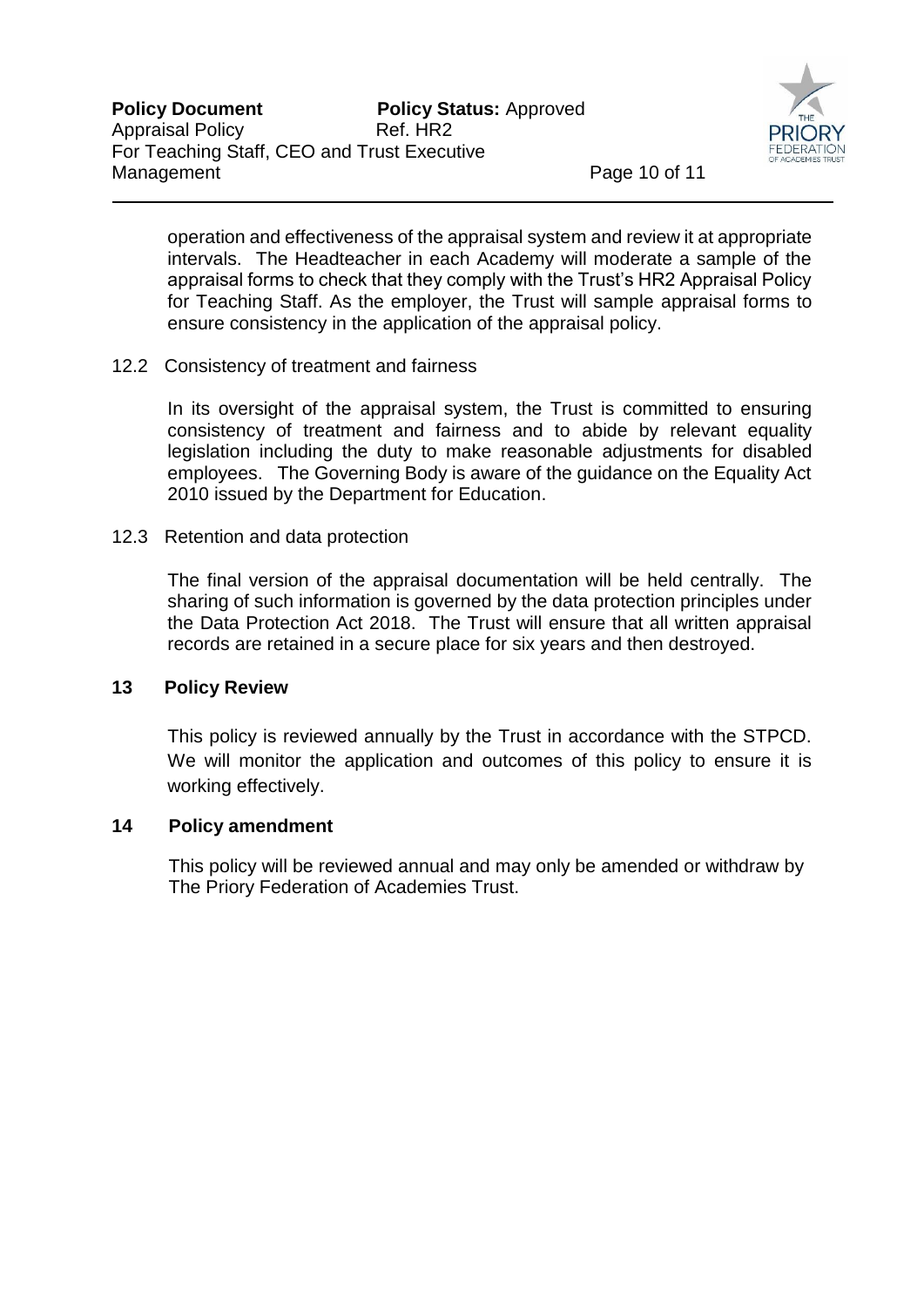operation and effectiveness of the appraisal system and review it at appropriate intervals. The Headteacher in each Academy will moderate a sample of the appraisal forms to check that they comply with the Trust's HR2 Appraisal Policy for Teaching Staff. As the employer, the Trust will sample appraisal forms to ensure consistency in the application of the appraisal policy.

12.2 Consistency of treatment and fairness

In its oversight of the appraisal system, the Trust is committed to ensuring consistency of treatment and fairness and to abide by relevant equality legislation including the duty to make reasonable adjustments for disabled employees. The Governing Body is aware of the guidance on the Equality Act 2010 issued by the Department for Education.

12.3 Retention and data protection

The final version of the appraisal documentation will be held centrally. The sharing of such information is governed by the data protection principles under the Data Protection Act 2018. The Trust will ensure that all written appraisal records are retained in a secure place for six years and then destroyed.

## 13 Policy Review

This policy is reviewed annually by the Trust in accordance with the STPCD. We will monitor the application and outcomes of this policy to ensure it is working effectively.

## 14 Policy amendment

This policy will be reviewed annual and may only be amended or withdraw by The Priory Federation of Academies Trust.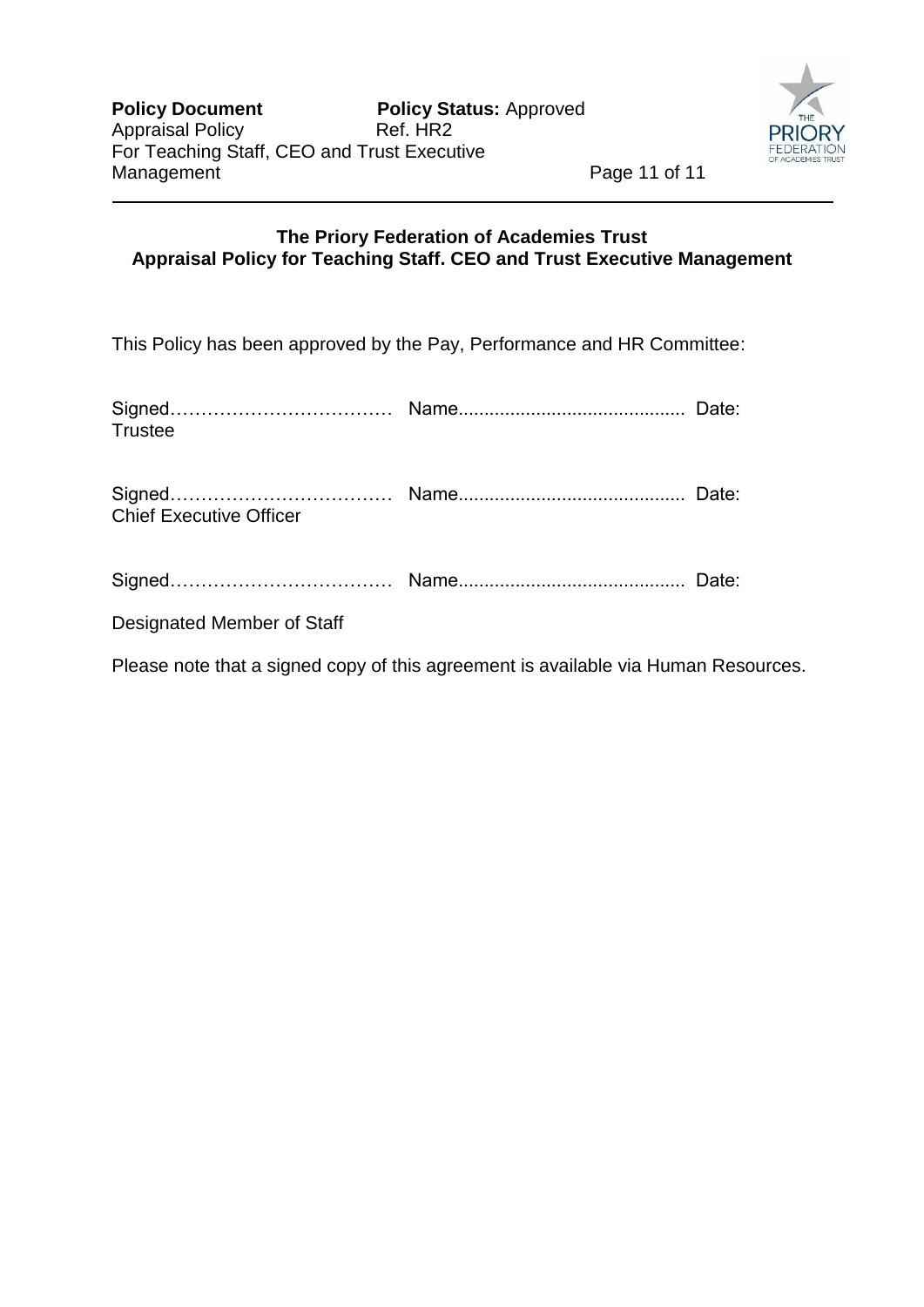**The Priory Federation of Academies Trust**
**Appraisal Policy for Teaching Staff. CEO and Trust Executive Management**

This Policy has been approved by the Pay, Performance and HR Committee:

Signed……………………………… Name........................................... Date:
Trustee

Signed……………………………… Name........................................... Date:
Chief Executive Officer

Signed……………………………… Name........................................... Date:

Designated Member of Staff

Please note that a signed copy of this agreement is available via Human Resources.